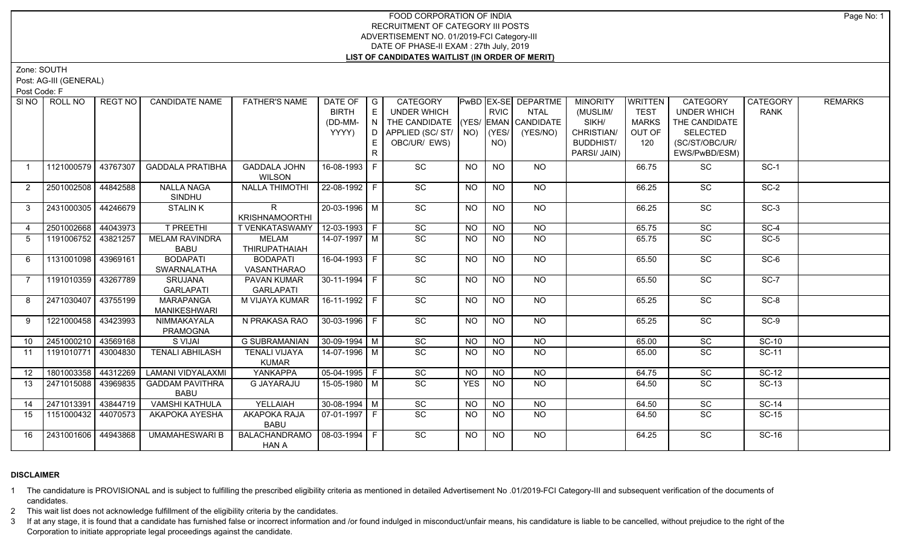# FOOD CORPORATION OF INDIA
## RECRUITMENT OF CATEGORY III POSTS
### ADVERTISEMENT NO. 01/2019-FCI Category-III
### DATE OF PHASE-II EXAM : 27th July, 2019
### LIST OF CANDIDATES WAITLIST (IN ORDER OF MERIT)

Zone: SOUTH

Post: AG-III (GENERAL)

Post Code: F

| SI NO | ROLL NO | REGT NO | CANDIDATE NAME | FATHER'S NAME | DATE OF BIRTH (DD-MM-YYYY) | GENDER | CATEGORY UNDER WHICH THE CANDIDATE APPLIED (SC/ ST/ OBC/UR/ EWS) | PwBD (YES/ NO) | EX-SERVICEMAN (YES/ NO) | DEPARTMENTAL CANDIDATE (YES/NO) | MINORITY (MUSLIM/ SIKH/ CHRISTIAN/ BUDDHIST/ PARSI/ JAIN) | WRITTEN TEST MARKS OUT OF 120 | CATEGORY UNDER WHICH THE CANDIDATE SELECTED (SC/ST/OBC/UR/ EWS/PwBD/ESM) | CATEGORY RANK | REMARKS |
|---|---|---|---|---|---|---|---|---|---|---|---|---|---|---|---|
| 1 | 1121000579 | 43767307 | GADDALA PRATIBHA | GADDALA JOHN WILSON | 16-08-1993 | F | SC | NO | NO | NO | | 66.75 | SC | SC-1 | |
| 2 | 2501002508 | 44842588 | NALLA NAGA SINDHU | NALLA THIMOTHI | 22-08-1992 | F | SC | NO | NO | NO | | 66.25 | SC | SC-2 | |
| 3 | 2431000305 | 44246679 | STALIN K | R KRISHNAMOORTHI | 20-03-1996 | M | SC | NO | NO | NO | | 66.25 | SC | SC-3 | |
| 4 | 2501002668 | 44043973 | T PREETHI | T VENKATASWAMY | 12-03-1993 | F | SC | NO | NO | NO | | 65.75 | SC | SC-4 | |
| 5 | 1191006752 | 43821257 | MELAM RAVINDRA BABU | MELAM THIRUPATHAIAH | 14-07-1997 | M | SC | NO | NO | NO | | 65.75 | SC | SC-5 | |
| 6 | 1131001098 | 43969161 | BODAPATI SWARNALATHA | BODAPATI VASANTHARAO | 16-04-1993 | F | SC | NO | NO | NO | | 65.50 | SC | SC-6 | |
| 7 | 1191010359 | 43267789 | SRUJANA GARLAPATI | PAVAN KUMAR GARLAPATI | 30-11-1994 | F | SC | NO | NO | NO | | 65.50 | SC | SC-7 | |
| 8 | 2471030407 | 43755199 | MARAPANGA MANIKESHWARI | M VIJAYA KUMAR | 16-11-1992 | F | SC | NO | NO | NO | | 65.25 | SC | SC-8 | |
| 9 | 1221000458 | 43423993 | NIMMAKAYALA PRAMOGNA | N PRAKASA RAO | 30-03-1996 | F | SC | NO | NO | NO | | 65.25 | SC | SC-9 | |
| 10 | 2451000210 | 43569168 | S VIJAI | G SUBRAMANIAN | 30-09-1994 | M | SC | NO | NO | NO | | 65.00 | SC | SC-10 | |
| 11 | 1191010771 | 43004830 | TENALI ABHILASH | TENALI VIJAYA KUMAR | 14-07-1996 | M | SC | NO | NO | NO | | 65.00 | SC | SC-11 | |
| 12 | 1801003358 | 44312269 | LAMANI VIDYALAXMI | YANKAPPA | 05-04-1995 | F | SC | NO | NO | NO | | 64.75 | SC | SC-12 | |
| 13 | 2471015088 | 43969835 | GADDAM PAVITHRA BABU | G JAYARAJU | 15-05-1980 | M | SC | YES | NO | NO | | 64.50 | SC | SC-13 | |
| 14 | 2471013391 | 43844719 | VAMSHI KATHULA | YELLAIAH | 30-08-1994 | M | SC | NO | NO | NO | | 64.50 | SC | SC-14 | |
| 15 | 1151000432 | 44070573 | AKAPOKA AYESHA | AKAPOKA RAJA BABU | 07-01-1997 | F | SC | NO | NO | NO | | 64.50 | SC | SC-15 | |
| 16 | 2431001606 | 44943868 | UMAMAHESWARI B | BALACHANDRAMOHAN A | 08-03-1994 | F | SC | NO | NO | NO | | 64.25 | SC | SC-16 | |

**DISCLAIMER**

1. The candidature is PROVISIONAL and is subject to fulfilling the prescribed eligibility criteria as mentioned in detailed Advertisement No .01/2019-FCI Category-III and subsequent verification of the documents of candidates.
2. This wait list does not acknowledge fulfillment of the eligibility criteria by the candidates.
3. If at any stage, it is found that a candidate has furnished false or incorrect information and /or found indulged in misconduct/unfair means, his candidature is liable to be cancelled, without prejudice to the right of the Corporation to initiate appropriate legal proceedings against the candidate.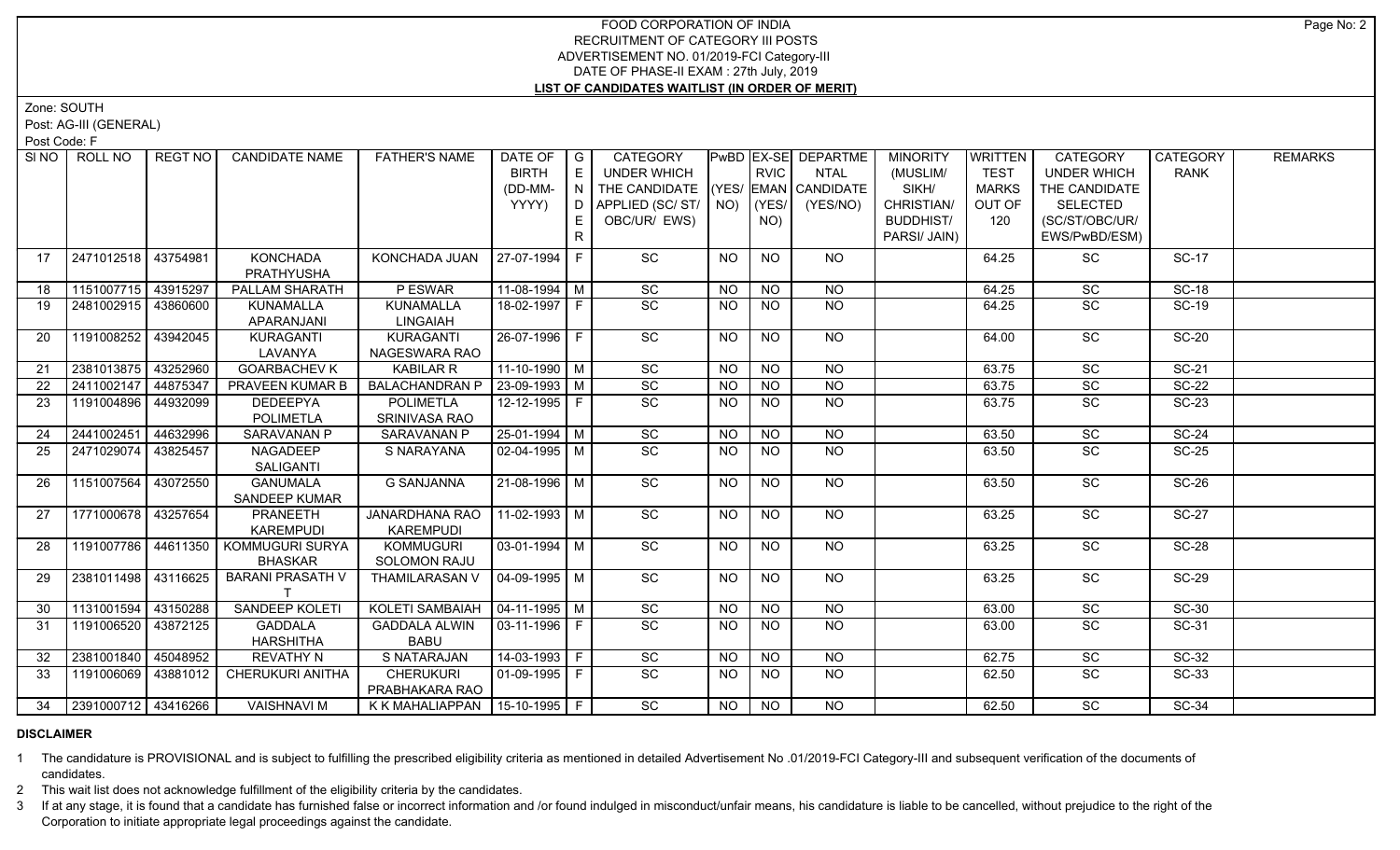# FOOD CORPORATION OF INDIA
## RECRUITMENT OF CATEGORY III POSTS
## ADVERTISEMENT NO. 01/2019-FCI Category-III
## DATE OF PHASE-II EXAM : 27th July, 2019
## LIST OF CANDIDATES WAITLIST (IN ORDER OF MERIT)

Zone: SOUTH

Post: AG-III (GENERAL)

Post Code: F

| Sl NO | ROLL NO | REGT NO | CANDIDATE NAME | FATHER'S NAME | DATE OF BIRTH (DD-MM-YYYY) | GENDER | CATEGORY UNDER WHICH THE CANDIDATE APPLIED (SC/ ST/ OBC/UR/ EWS) | PwBD (YES/ NO) | EX-SERVICEMAN (YES/ NO) | DEPARTMENTAL CANDIDATE (YES/NO) | MINORITY (MUSLIM/ SIKH/ CHRISTIAN/ BUDDHIST/ PARSI/ JAIN) | WRITTEN TEST MARKS OUT OF 120 | CATEGORY UNDER WHICH THE CANDIDATE SELECTED (SC/ST/OBC/UR/ EWS/PwBD/ESM) | CATEGORY RANK | REMARKS |
|---|---|---|---|---|---|---|---|---|---|---|---|---|---|---|---|
| 17 | 2471012518 | 43754981 | KONCHADA PRATHYUSHA | KONCHADA JUAN | 27-07-1994 | F | SC | NO | NO | NO | | 64.25 | SC | SC-17 | |
| 18 | 1151007715 | 43915297 | PALLAM SHARATH | P ESWAR | 11-08-1994 | M | SC | NO | NO | NO | | 64.25 | SC | SC-18 | |
| 19 | 2481002915 | 43860600 | KUNAMALLA APARANJANI | KUNAMALLA LINGAIAH | 18-02-1997 | F | SC | NO | NO | NO | | 64.25 | SC | SC-19 | |
| 20 | 1191008252 | 43942045 | KURAGANTI LAVANYA | KURAGANTI NAGESWARA RAO | 26-07-1996 | F | SC | NO | NO | NO | | 64.00 | SC | SC-20 | |
| 21 | 2381013875 | 43252960 | GOARBACHEV K | KABILAR R | 11-10-1990 | M | SC | NO | NO | NO | | 63.75 | SC | SC-21 | |
| 22 | 2411002147 | 44875347 | PRAVEEN KUMAR B | BALACHANDRAN P | 23-09-1993 | M | SC | NO | NO | NO | | 63.75 | SC | SC-22 | |
| 23 | 1191004896 | 44932099 | DEDEEPYA POLIMETLA | POLIMETLA SRINIVASA RAO | 12-12-1995 | F | SC | NO | NO | NO | | 63.75 | SC | SC-23 | |
| 24 | 2441002451 | 44632996 | SARAVANAN P | SARAVANAN P | 25-01-1994 | M | SC | NO | NO | NO | | 63.50 | SC | SC-24 | |
| 25 | 2471029074 | 43825457 | NAGADEEP SALIGANTI | S NARAYANA | 02-04-1995 | M | SC | NO | NO | NO | | 63.50 | SC | SC-25 | |
| 26 | 1151007564 | 43072550 | GANUMALA SANDEEP KUMAR | G SANJANNA | 21-08-1996 | M | SC | NO | NO | NO | | 63.50 | SC | SC-26 | |
| 27 | 1771000678 | 43257654 | PRANEETH KAREMPUDI | JANARDHANA RAO KAREMPUDI | 11-02-1993 | M | SC | NO | NO | NO | | 63.25 | SC | SC-27 | |
| 28 | 1191007786 | 44611350 | KOMMUGURI SURYA BHASKAR | KOMMUGURI SOLOMON RAJU | 03-01-1994 | M | SC | NO | NO | NO | | 63.25 | SC | SC-28 | |
| 29 | 2381011498 | 43116625 | BARANI PRASATH V T | THAMILARASAN V | 04-09-1995 | M | SC | NO | NO | NO | | 63.25 | SC | SC-29 | |
| 30 | 1131001594 | 43150288 | SANDEEP KOLETI | KOLETI SAMBAIAH | 04-11-1995 | M | SC | NO | NO | NO | | 63.00 | SC | SC-30 | |
| 31 | 1191006520 | 43872125 | GADDALA HARSHITHA | GADDALA ALWIN BABU | 03-11-1996 | F | SC | NO | NO | NO | | 63.00 | SC | SC-31 | |
| 32 | 2381001840 | 45048952 | REVATHY N | S NATARAJAN | 14-03-1993 | F | SC | NO | NO | NO | | 62.75 | SC | SC-32 | |
| 33 | 1191006069 | 43881012 | CHERUKURI ANITHA | CHERUKURI PRABHAKARA RAO | 01-09-1995 | F | SC | NO | NO | NO | | 62.50 | SC | SC-33 | |
| 34 | 2391000712 | 43416266 | VAISHNAVI M | K K MAHALIAPPAN | 15-10-1995 | F | SC | NO | NO | NO | | 62.50 | SC | SC-34 | |

**DISCLAIMER**

1 The candidature is PROVISIONAL and is subject to fulfilling the prescribed eligibility criteria as mentioned in detailed Advertisement No .01/2019-FCI Category-III and subsequent verification of the documents of candidates.

2 This wait list does not acknowledge fulfillment of the eligibility criteria by the candidates.

3 If at any stage, it is found that a candidate has furnished false or incorrect information and /or found indulged in misconduct/unfair means, his candidature is liable to be cancelled, without prejudice to the right of the Corporation to initiate appropriate legal proceedings against the candidate.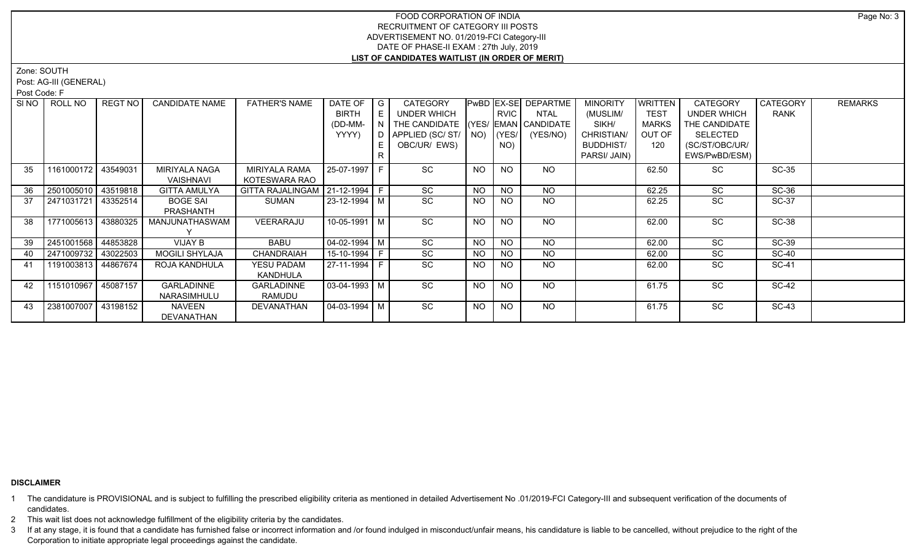# FOOD CORPORATION OF INDIA
## RECRUITMENT OF CATEGORY III POSTS
### ADVERTISEMENT NO. 01/2019-FCI Category-III
### DATE OF PHASE-II EXAM : 27th July, 2019
### LIST OF CANDIDATES WAITLIST (IN ORDER OF MERIT)

Zone: SOUTH

Post: AG-III (GENERAL)

Post Code: F

| Sl NO | ROLL NO | REGT NO | CANDIDATE NAME | FATHER'S NAME | DATE OF BIRTH (DD-MM-YYYY) | GENDER | CATEGORY UNDER WHICH THE CANDIDATE APPLIED (SC/ ST/ OBC/UR/ EWS) | PwBD (YES/ NO) | EX-SERVICEMAN (YES/ NO) | DEPARTMENTAL CANDIDATE (YES/NO) | MINORITY (MUSLIM/ SIKH/ CHRISTIAN/ BUDDHIST/ PARSI/ JAIN) | WRITTEN TEST MARKS OUT OF 120 | CATEGORY UNDER WHICH THE CANDIDATE SELECTED (SC/ST/OBC/UR/ EWS/PwBD/ESM) | CATEGORY RANK | REMARKS |
|---|---|---|---|---|---|---|---|---|---|---|---|---|---|---|---|
| 35 | 1161000172 | 43549031 | MIRIYALA NAGA VAISHNAVI | MIRIYALA RAMA KOTESWARA RAO | 25-07-1997 | F | SC | NO | NO | NO | | 62.50 | SC | SC-35 | |
| 36 | 2501005010 | 43519818 | GITTA AMULYA | GITTA RAJALINGAM | 21-12-1994 | F | SC | NO | NO | NO | | 62.25 | SC | SC-36 | |
| 37 | 2471031721 | 43352514 | BOGE SAI PRASHANTH | SUMAN | 23-12-1994 | M | SC | NO | NO | NO | | 62.25 | SC | SC-37 | |
| 38 | 1771005613 | 43880325 | MANJUNATHASWAMY | VEERARAJU | 10-05-1991 | M | SC | NO | NO | NO | | 62.00 | SC | SC-38 | |
| 39 | 2451001568 | 44853828 | VIJAY B | BABU | 04-02-1994 | M | SC | NO | NO | NO | | 62.00 | SC | SC-39 | |
| 40 | 2471009732 | 43022503 | MOGILI SHYLAJA | CHANDRAIAH | 15-10-1994 | F | SC | NO | NO | NO | | 62.00 | SC | SC-40 | |
| 41 | 1191003813 | 44867674 | ROJA KANDHULA | YESU PADAM KANDHULA | 27-11-1994 | F | SC | NO | NO | NO | | 62.00 | SC | SC-41 | |
| 42 | 1151010967 | 45087157 | GARLADINNE NARASIMHULU | GARLADINNE RAMUDU | 03-04-1993 | M | SC | NO | NO | NO | | 61.75 | SC | SC-42 | |
| 43 | 2381007007 | 43198152 | NAVEEN DEVANATHAN | DEVANATHAN | 04-03-1994 | M | SC | NO | NO | NO | | 61.75 | SC | SC-43 | |

**DISCLAIMER**

1. The candidature is PROVISIONAL and is subject to fulfilling the prescribed eligibility criteria as mentioned in detailed Advertisement No .01/2019-FCI Category-III and subsequent verification of the documents of candidates.
2. This wait list does not acknowledge fulfillment of the eligibility criteria by the candidates.
3. If at any stage, it is found that a candidate has furnished false or incorrect information and /or found indulged in misconduct/unfair means, his candidature is liable to be cancelled, without prejudice to the right of the Corporation to initiate appropriate legal proceedings against the candidate.